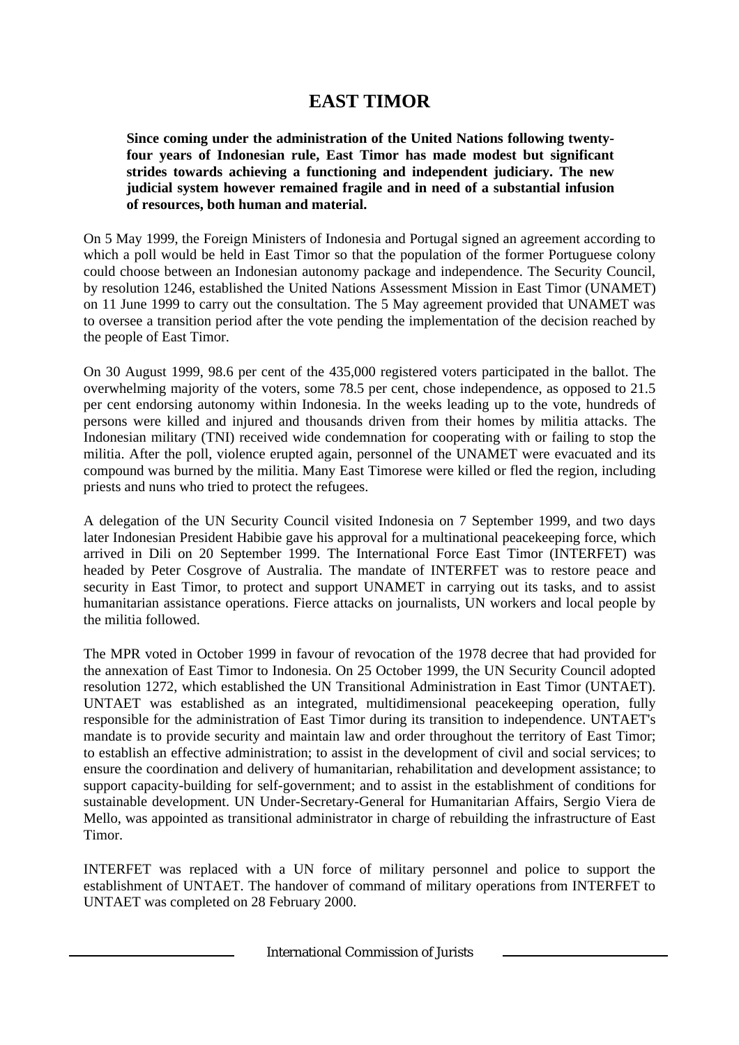# EAST TIMOR

**Since coming under the administration of the United Nations following twenty-four years of Indonesian rule, East Timor has made modest but significant strides towards achieving a functioning and independent judiciary. The new judicial system however remained fragile and in need of a substantial infusion of resources, both human and material.**

On 5 May 1999, the Foreign Ministers of Indonesia and Portugal signed an agreement according to which a poll would be held in East Timor so that the population of the former Portuguese colony could choose between an Indonesian autonomy package and independence. The Security Council, by resolution 1246, established the United Nations Assessment Mission in East Timor (UNAMET) on 11 June 1999 to carry out the consultation. The 5 May agreement provided that UNAMET was to oversee a transition period after the vote pending the implementation of the decision reached by the people of East Timor.

On 30 August 1999, 98.6 per cent of the 435,000 registered voters participated in the ballot. The overwhelming majority of the voters, some 78.5 per cent, chose independence, as opposed to 21.5 per cent endorsing autonomy within Indonesia. In the weeks leading up to the vote, hundreds of persons were killed and injured and thousands driven from their homes by militia attacks. The Indonesian military (TNI) received wide condemnation for cooperating with or failing to stop the militia. After the poll, violence erupted again, personnel of the UNAMET were evacuated and its compound was burned by the militia. Many East Timorese were killed or fled the region, including priests and nuns who tried to protect the refugees.

A delegation of the UN Security Council visited Indonesia on 7 September 1999, and two days later Indonesian President Habibie gave his approval for a multinational peacekeeping force, which arrived in Dili on 20 September 1999. The International Force East Timor (INTERFET) was headed by Peter Cosgrove of Australia. The mandate of INTERFET was to restore peace and security in East Timor, to protect and support UNAMET in carrying out its tasks, and to assist humanitarian assistance operations. Fierce attacks on journalists, UN workers and local people by the militia followed.

The MPR voted in October 1999 in favour of revocation of the 1978 decree that had provided for the annexation of East Timor to Indonesia. On 25 October 1999, the UN Security Council adopted resolution 1272, which established the UN Transitional Administration in East Timor (UNTAET). UNTAET was established as an integrated, multidimensional peacekeeping operation, fully responsible for the administration of East Timor during its transition to independence. UNTAET's mandate is to provide security and maintain law and order throughout the territory of East Timor; to establish an effective administration; to assist in the development of civil and social services; to ensure the coordination and delivery of humanitarian, rehabilitation and development assistance; to support capacity-building for self-government; and to assist in the establishment of conditions for sustainable development. UN Under-Secretary-General for Humanitarian Affairs, Sergio Viera de Mello, was appointed as transitional administrator in charge of rebuilding the infrastructure of East Timor.

INTERFET was replaced with a UN force of military personnel and police to support the establishment of UNTAET. The handover of command of military operations from INTERFET to UNTAET was completed on 28 February 2000.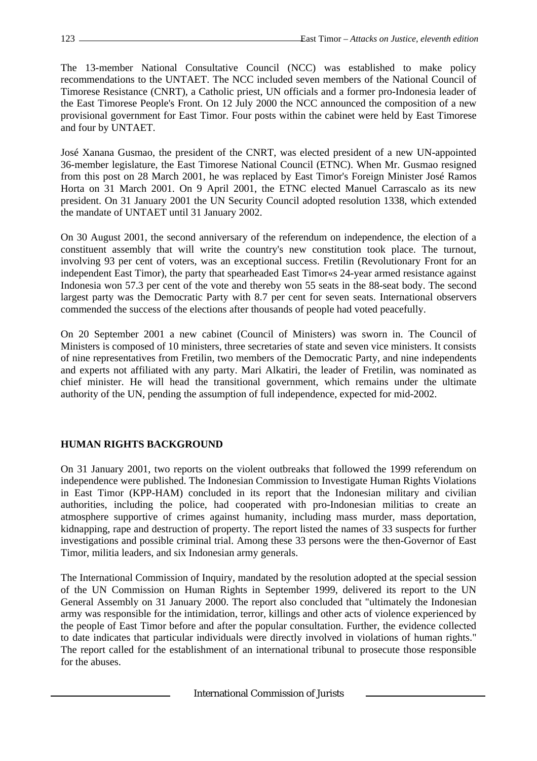The 13-member National Consultative Council (NCC) was established to make policy recommendations to the UNTAET. The NCC included seven members of the National Council of Timorese Resistance (CNRT), a Catholic priest, UN officials and a former pro-Indonesia leader of the East Timorese People's Front. On 12 July 2000 the NCC announced the composition of a new provisional government for East Timor. Four posts within the cabinet were held by East Timorese and four by UNTAET.

José Xanana Gusmao, the president of the CNRT, was elected president of a new UN-appointed 36-member legislature, the East Timorese National Council (ETNC). When Mr. Gusmao resigned from this post on 28 March 2001, he was replaced by East Timor's Foreign Minister José Ramos Horta on 31 March 2001. On 9 April 2001, the ETNC elected Manuel Carrascalo as its new president. On 31 January 2001 the UN Security Council adopted resolution 1338, which extended the mandate of UNTAET until 31 January 2002.

On 30 August 2001, the second anniversary of the referendum on independence, the election of a constituent assembly that will write the country's new constitution took place. The turnout, involving 93 per cent of voters, was an exceptional success. Fretilin (Revolutionary Front for an independent East Timor), the party that spearheaded East Timor«s 24-year armed resistance against Indonesia won 57.3 per cent of the vote and thereby won 55 seats in the 88-seat body. The second largest party was the Democratic Party with 8.7 per cent for seven seats. International observers commended the success of the elections after thousands of people had voted peacefully.

On 20 September 2001 a new cabinet (Council of Ministers) was sworn in. The Council of Ministers is composed of 10 ministers, three secretaries of state and seven vice ministers. It consists of nine representatives from Fretilin, two members of the Democratic Party, and nine independents and experts not affiliated with any party. Mari Alkatiri, the leader of Fretilin, was nominated as chief minister. He will head the transitional government, which remains under the ultimate authority of the UN, pending the assumption of full independence, expected for mid-2002.

## HUMAN RIGHTS BACKGROUND

On 31 January 2001, two reports on the violent outbreaks that followed the 1999 referendum on independence were published. The Indonesian Commission to Investigate Human Rights Violations in East Timor (KPP-HAM) concluded in its report that the Indonesian military and civilian authorities, including the police, had cooperated with pro-Indonesian militias to create an atmosphere supportive of crimes against humanity, including mass murder, mass deportation, kidnapping, rape and destruction of property. The report listed the names of 33 suspects for further investigations and possible criminal trial. Among these 33 persons were the then-Governor of East Timor, militia leaders, and six Indonesian army generals.

The International Commission of Inquiry, mandated by the resolution adopted at the special session of the UN Commission on Human Rights in September 1999, delivered its report to the UN General Assembly on 31 January 2000. The report also concluded that "ultimately the Indonesian army was responsible for the intimidation, terror, killings and other acts of violence experienced by the people of East Timor before and after the popular consultation. Further, the evidence collected to date indicates that particular individuals were directly involved in violations of human rights." The report called for the establishment of an international tribunal to prosecute those responsible for the abuses.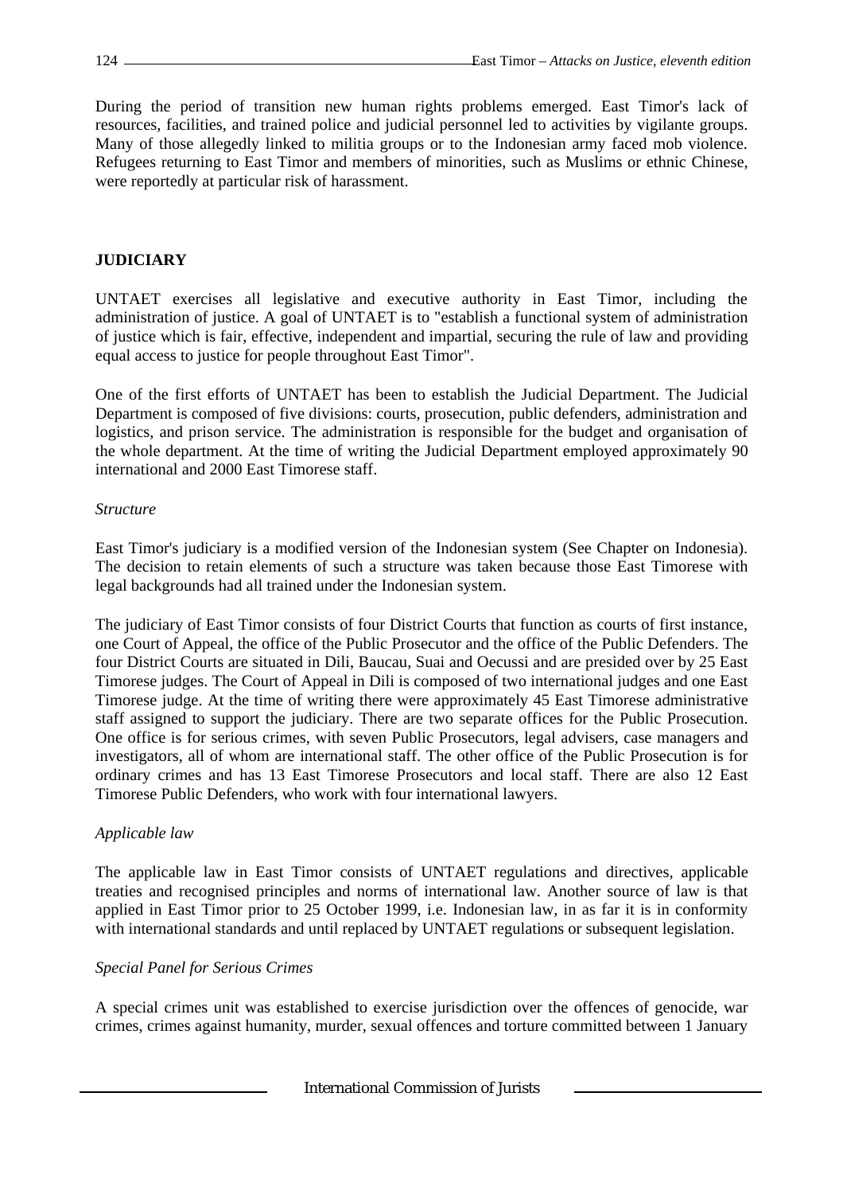During the period of transition new human rights problems emerged. East Timor's lack of resources, facilities, and trained police and judicial personnel led to activities by vigilante groups. Many of those allegedly linked to militia groups or to the Indonesian army faced mob violence. Refugees returning to East Timor and members of minorities, such as Muslims or ethnic Chinese, were reportedly at particular risk of harassment.

## JUDICIARY

UNTAET exercises all legislative and executive authority in East Timor, including the administration of justice. A goal of UNTAET is to "establish a functional system of administration of justice which is fair, effective, independent and impartial, securing the rule of law and providing equal access to justice for people throughout East Timor".

One of the first efforts of UNTAET has been to establish the Judicial Department. The Judicial Department is composed of five divisions: courts, prosecution, public defenders, administration and logistics, and prison service. The administration is responsible for the budget and organisation of the whole department. At the time of writing the Judicial Department employed approximately 90 international and 2000 East Timorese staff.

### *Structure*

East Timor's judiciary is a modified version of the Indonesian system (See Chapter on Indonesia). The decision to retain elements of such a structure was taken because those East Timorese with legal backgrounds had all trained under the Indonesian system.

The judiciary of East Timor consists of four District Courts that function as courts of first instance, one Court of Appeal, the office of the Public Prosecutor and the office of the Public Defenders. The four District Courts are situated in Dili, Baucau, Suai and Oecussi and are presided over by 25 East Timorese judges. The Court of Appeal in Dili is composed of two international judges and one East Timorese judge. At the time of writing there were approximately 45 East Timorese administrative staff assigned to support the judiciary. There are two separate offices for the Public Prosecution. One office is for serious crimes, with seven Public Prosecutors, legal advisers, case managers and investigators, all of whom are international staff. The other office of the Public Prosecution is for ordinary crimes and has 13 East Timorese Prosecutors and local staff. There are also 12 East Timorese Public Defenders, who work with four international lawyers.

### *Applicable law*

The applicable law in East Timor consists of UNTAET regulations and directives, applicable treaties and recognised principles and norms of international law. Another source of law is that applied in East Timor prior to 25 October 1999, i.e. Indonesian law, in as far it is in conformity with international standards and until replaced by UNTAET regulations or subsequent legislation.

### *Special Panel for Serious Crimes*

A special crimes unit was established to exercise jurisdiction over the offences of genocide, war crimes, crimes against humanity, murder, sexual offences and torture committed between 1 January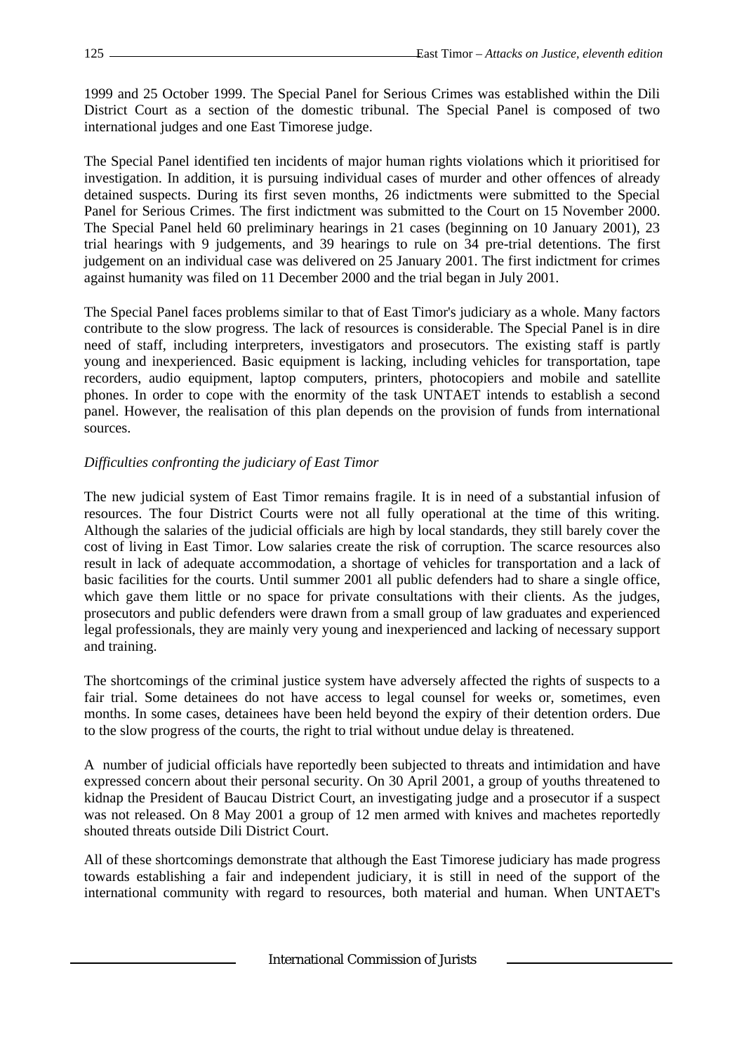1999 and 25 October 1999. The Special Panel for Serious Crimes was established within the Dili District Court as a section of the domestic tribunal. The Special Panel is composed of two international judges and one East Timorese judge.

The Special Panel identified ten incidents of major human rights violations which it prioritised for investigation. In addition, it is pursuing individual cases of murder and other offences of already detained suspects. During its first seven months, 26 indictments were submitted to the Special Panel for Serious Crimes. The first indictment was submitted to the Court on 15 November 2000. The Special Panel held 60 preliminary hearings in 21 cases (beginning on 10 January 2001), 23 trial hearings with 9 judgements, and 39 hearings to rule on 34 pre-trial detentions. The first judgement on an individual case was delivered on 25 January 2001. The first indictment for crimes against humanity was filed on 11 December 2000 and the trial began in July 2001.

The Special Panel faces problems similar to that of East Timor's judiciary as a whole. Many factors contribute to the slow progress. The lack of resources is considerable. The Special Panel is in dire need of staff, including interpreters, investigators and prosecutors. The existing staff is partly young and inexperienced. Basic equipment is lacking, including vehicles for transportation, tape recorders, audio equipment, laptop computers, printers, photocopiers and mobile and satellite phones. In order to cope with the enormity of the task UNTAET intends to establish a second panel. However, the realisation of this plan depends on the provision of funds from international sources.

*Difficulties confronting the judiciary of East Timor*

The new judicial system of East Timor remains fragile. It is in need of a substantial infusion of resources. The four District Courts were not all fully operational at the time of this writing. Although the salaries of the judicial officials are high by local standards, they still barely cover the cost of living in East Timor. Low salaries create the risk of corruption. The scarce resources also result in lack of adequate accommodation, a shortage of vehicles for transportation and a lack of basic facilities for the courts. Until summer 2001 all public defenders had to share a single office, which gave them little or no space for private consultations with their clients. As the judges, prosecutors and public defenders were drawn from a small group of law graduates and experienced legal professionals, they are mainly very young and inexperienced and lacking of necessary support and training.

The shortcomings of the criminal justice system have adversely affected the rights of suspects to a fair trial. Some detainees do not have access to legal counsel for weeks or, sometimes, even months. In some cases, detainees have been held beyond the expiry of their detention orders. Due to the slow progress of the courts, the right to trial without undue delay is threatened.

A number of judicial officials have reportedly been subjected to threats and intimidation and have expressed concern about their personal security. On 30 April 2001, a group of youths threatened to kidnap the President of Baucau District Court, an investigating judge and a prosecutor if a suspect was not released. On 8 May 2001 a group of 12 men armed with knives and machetes reportedly shouted threats outside Dili District Court.

All of these shortcomings demonstrate that although the East Timorese judiciary has made progress towards establishing a fair and independent judiciary, it is still in need of the support of the international community with regard to resources, both material and human. When UNTAET's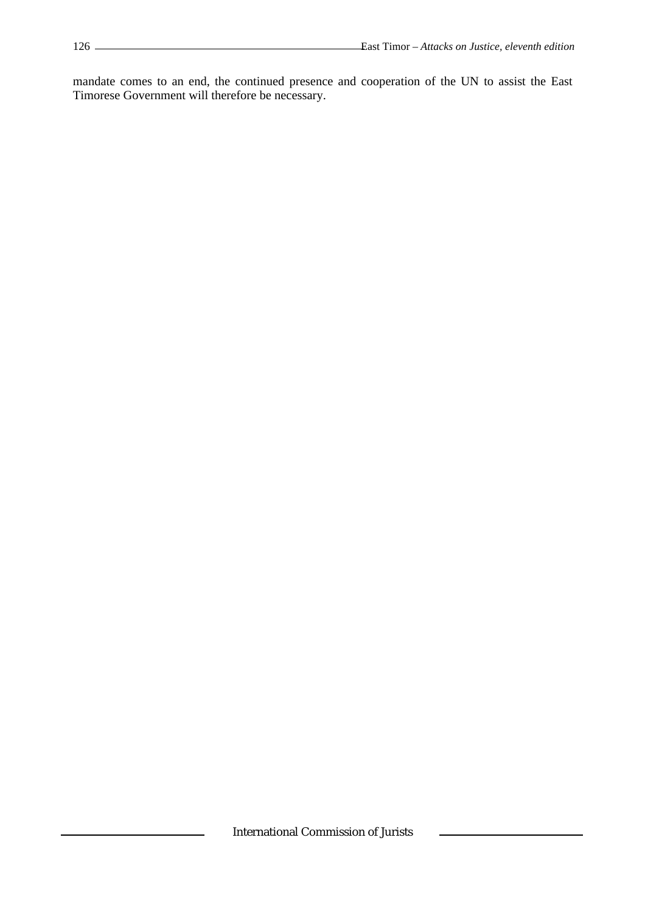mandate comes to an end, the continued presence and cooperation of the UN to assist the East Timorese Government will therefore be necessary.